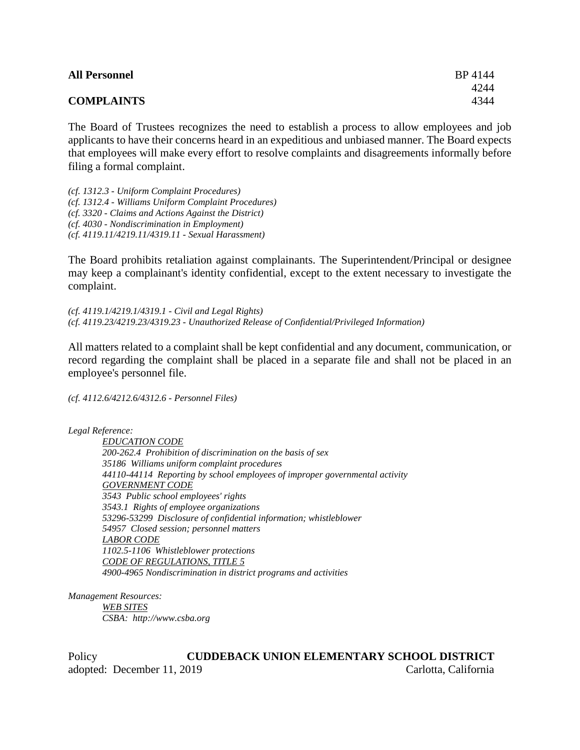**All Personnel** BP 4144
4244
**COMPLAINTS** 4344

The Board of Trustees recognizes the need to establish a process to allow employees and job applicants to have their concerns heard in an expeditious and unbiased manner. The Board expects that employees will make every effort to resolve complaints and disagreements informally before filing a formal complaint.

*(cf. 1312.3 - Uniform Complaint Procedures)*
*(cf. 1312.4 - Williams Uniform Complaint Procedures)*
*(cf. 3320 - Claims and Actions Against the District)*
*(cf. 4030 - Nondiscrimination in Employment)*
*(cf. 4119.11/4219.11/4319.11 - Sexual Harassment)*

The Board prohibits retaliation against complainants. The Superintendent/Principal or designee may keep a complainant's identity confidential, except to the extent necessary to investigate the complaint.

*(cf. 4119.1/4219.1/4319.1 - Civil and Legal Rights)*
*(cf. 4119.23/4219.23/4319.23 - Unauthorized Release of Confidential/Privileged Information)*

All matters related to a complaint shall be kept confidential and any document, communication, or record regarding the complaint shall be placed in a separate file and shall not be placed in an employee's personnel file.

*(cf. 4112.6/4212.6/4312.6 - Personnel Files)*

*Legal Reference:*

*EDUCATION CODE*
*200-262.4 Prohibition of discrimination on the basis of sex*
*35186 Williams uniform complaint procedures*
*44110-44114 Reporting by school employees of improper governmental activity*
*GOVERNMENT CODE*
*3543 Public school employees' rights*
*3543.1 Rights of employee organizations*
*53296-53299 Disclosure of confidential information; whistleblower*
*54957 Closed session; personnel matters*
*LABOR CODE*
*1102.5-1106 Whistleblower protections*
*CODE OF REGULATIONS, TITLE 5*
*4900-4965 Nondiscrimination in district programs and activities*

*Management Resources:*

*WEB SITES*
*CSBA: http://www.csba.org*

Policy **CUDDEBACK UNION ELEMENTARY SCHOOL DISTRICT**
adopted: December 11, 2019 Carlotta, California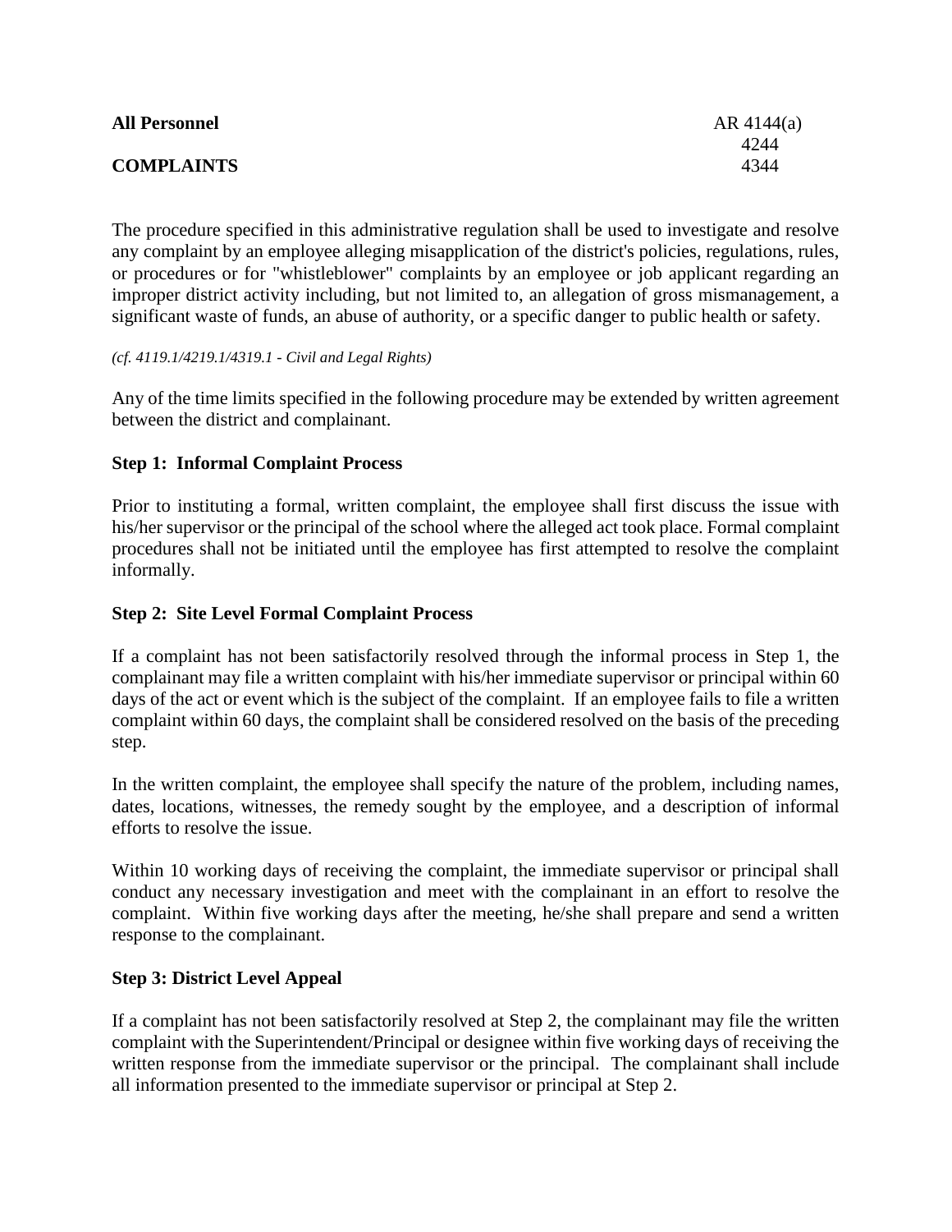**All Personnel** AR 4144(a)
4244
**COMPLAINTS** 4344

The procedure specified in this administrative regulation shall be used to investigate and resolve any complaint by an employee alleging misapplication of the district's policies, regulations, rules, or procedures or for "whistleblower" complaints by an employee or job applicant regarding an improper district activity including, but not limited to, an allegation of gross mismanagement, a significant waste of funds, an abuse of authority, or a specific danger to public health or safety.

*(cf. 4119.1/4219.1/4319.1 - Civil and Legal Rights)*

Any of the time limits specified in the following procedure may be extended by written agreement between the district and complainant.

**Step 1: Informal Complaint Process**

Prior to instituting a formal, written complaint, the employee shall first discuss the issue with his/her supervisor or the principal of the school where the alleged act took place. Formal complaint procedures shall not be initiated until the employee has first attempted to resolve the complaint informally.

**Step 2: Site Level Formal Complaint Process**

If a complaint has not been satisfactorily resolved through the informal process in Step 1, the complainant may file a written complaint with his/her immediate supervisor or principal within 60 days of the act or event which is the subject of the complaint. If an employee fails to file a written complaint within 60 days, the complaint shall be considered resolved on the basis of the preceding step.

In the written complaint, the employee shall specify the nature of the problem, including names, dates, locations, witnesses, the remedy sought by the employee, and a description of informal efforts to resolve the issue.

Within 10 working days of receiving the complaint, the immediate supervisor or principal shall conduct any necessary investigation and meet with the complainant in an effort to resolve the complaint. Within five working days after the meeting, he/she shall prepare and send a written response to the complainant.

**Step 3: District Level Appeal**

If a complaint has not been satisfactorily resolved at Step 2, the complainant may file the written complaint with the Superintendent/Principal or designee within five working days of receiving the written response from the immediate supervisor or the principal. The complainant shall include all information presented to the immediate supervisor or principal at Step 2.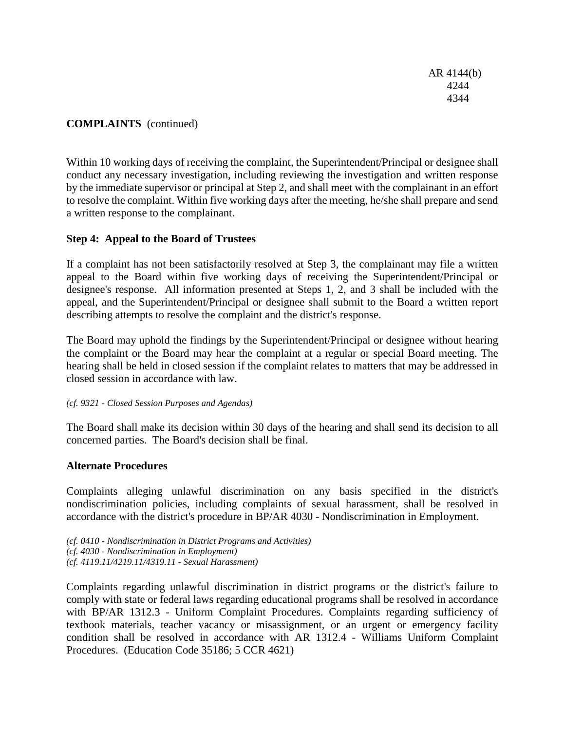**COMPLAINTS** (continued)

Within 10 working days of receiving the complaint, the Superintendent/Principal or designee shall conduct any necessary investigation, including reviewing the investigation and written response by the immediate supervisor or principal at Step 2, and shall meet with the complainant in an effort to resolve the complaint. Within five working days after the meeting, he/she shall prepare and send a written response to the complainant.

### Step 4: Appeal to the Board of Trustees

If a complaint has not been satisfactorily resolved at Step 3, the complainant may file a written appeal to the Board within five working days of receiving the Superintendent/Principal or designee's response. All information presented at Steps 1, 2, and 3 shall be included with the appeal, and the Superintendent/Principal or designee shall submit to the Board a written report describing attempts to resolve the complaint and the district's response.

The Board may uphold the findings by the Superintendent/Principal or designee without hearing the complaint or the Board may hear the complaint at a regular or special Board meeting. The hearing shall be held in closed session if the complaint relates to matters that may be addressed in closed session in accordance with law.

*(cf. 9321 - Closed Session Purposes and Agendas)*

The Board shall make its decision within 30 days of the hearing and shall send its decision to all concerned parties. The Board's decision shall be final.

### Alternate Procedures

Complaints alleging unlawful discrimination on any basis specified in the district's nondiscrimination policies, including complaints of sexual harassment, shall be resolved in accordance with the district's procedure in BP/AR 4030 - Nondiscrimination in Employment.

*(cf. 0410 - Nondiscrimination in District Programs and Activities)*
*(cf. 4030 - Nondiscrimination in Employment)*
*(cf. 4119.11/4219.11/4319.11 - Sexual Harassment)*

Complaints regarding unlawful discrimination in district programs or the district's failure to comply with state or federal laws regarding educational programs shall be resolved in accordance with BP/AR 1312.3 - Uniform Complaint Procedures. Complaints regarding sufficiency of textbook materials, teacher vacancy or misassignment, or an urgent or emergency facility condition shall be resolved in accordance with AR 1312.4 - Williams Uniform Complaint Procedures. (Education Code 35186; 5 CCR 4621)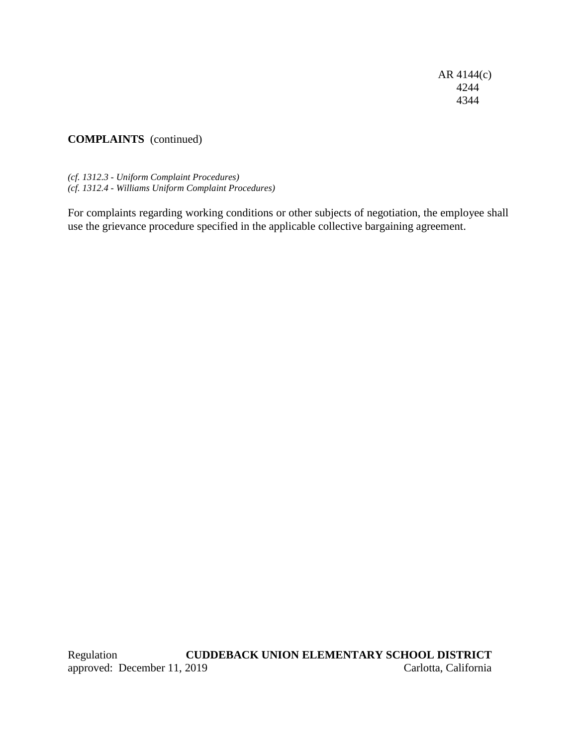*(cf. 1312.3 - Uniform Complaint Procedures)*
*(cf. 1312.4 - Williams Uniform Complaint Procedures)*

For complaints regarding working conditions or other subjects of negotiation, the employee shall use the grievance procedure specified in the applicable collective bargaining agreement.

Regulation approved: December 11, 2019

**CUDDEBACK UNION ELEMENTARY SCHOOL DISTRICT**
Carlotta, California